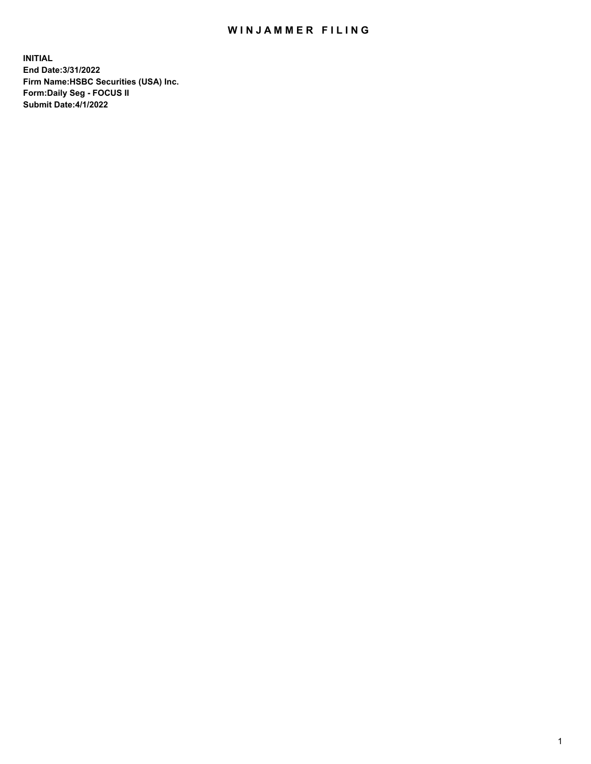# WINJAMMER FILING

**INITIAL**
**End Date:3/31/2022**
**Firm Name:HSBC Securities (USA) Inc.**
**Form:Daily Seg - FOCUS II**
**Submit Date:4/1/2022**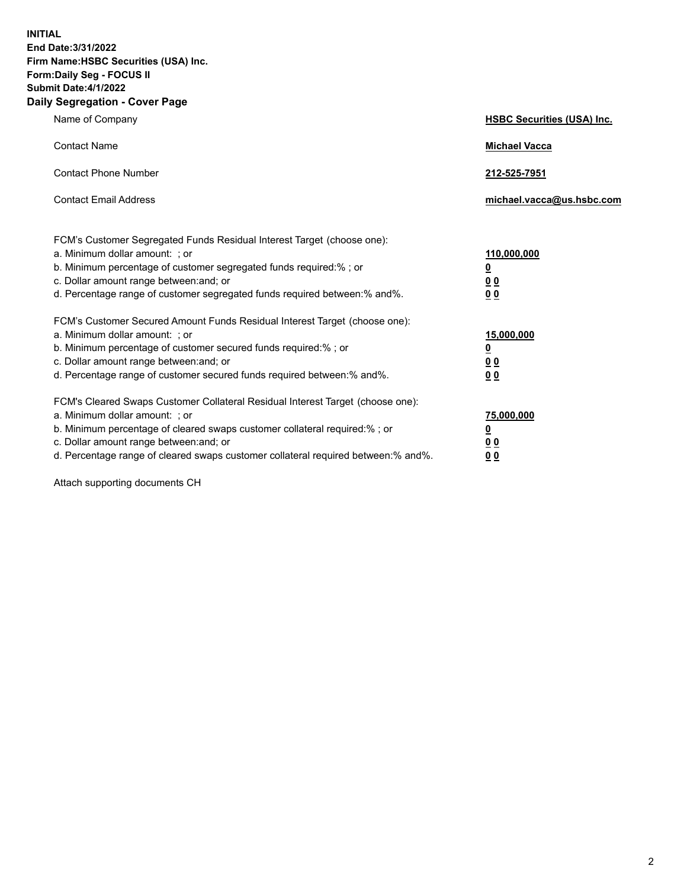**INITIAL**
**End Date:3/31/2022**
**Firm Name:HSBC Securities (USA) Inc.**
**Form:Daily Seg - FOCUS II**
**Submit Date:4/1/2022**

## Daily Segregation - Cover Page

| | |
|---|---|
| Name of Company | **HSBC Securities (USA) Inc.** |
| Contact Name | **Michael Vacca** |
| Contact Phone Number | **212-525-7951** |
| Contact Email Address | **michael.vacca@us.hsbc.com** |

| | |
|---|---|
| FCM's Customer Segregated Funds Residual Interest Target (choose one): | |
| a. Minimum dollar amount: ; or | **110,000,000** |
| b. Minimum percentage of customer segregated funds required:% ; or | **0** |
| c. Dollar amount range between:and; or | **0 0** |
| d. Percentage range of customer segregated funds required between:% and%. | **0 0** |
| FCM's Customer Secured Amount Funds Residual Interest Target (choose one): | |
| a. Minimum dollar amount: ; or | **15,000,000** |
| b. Minimum percentage of customer secured funds required:% ; or | **0** |
| c. Dollar amount range between:and; or | **0 0** |
| d. Percentage range of customer secured funds required between:% and%. | **0 0** |
| FCM's Cleared Swaps Customer Collateral Residual Interest Target (choose one): | |
| a. Minimum dollar amount: ; or | **75,000,000** |
| b. Minimum percentage of cleared swaps customer collateral required:% ; or | **0** |
| c. Dollar amount range between:and; or | **0 0** |
| d. Percentage range of cleared swaps customer collateral required between:% and%. | **0 0** |

Attach supporting documents CH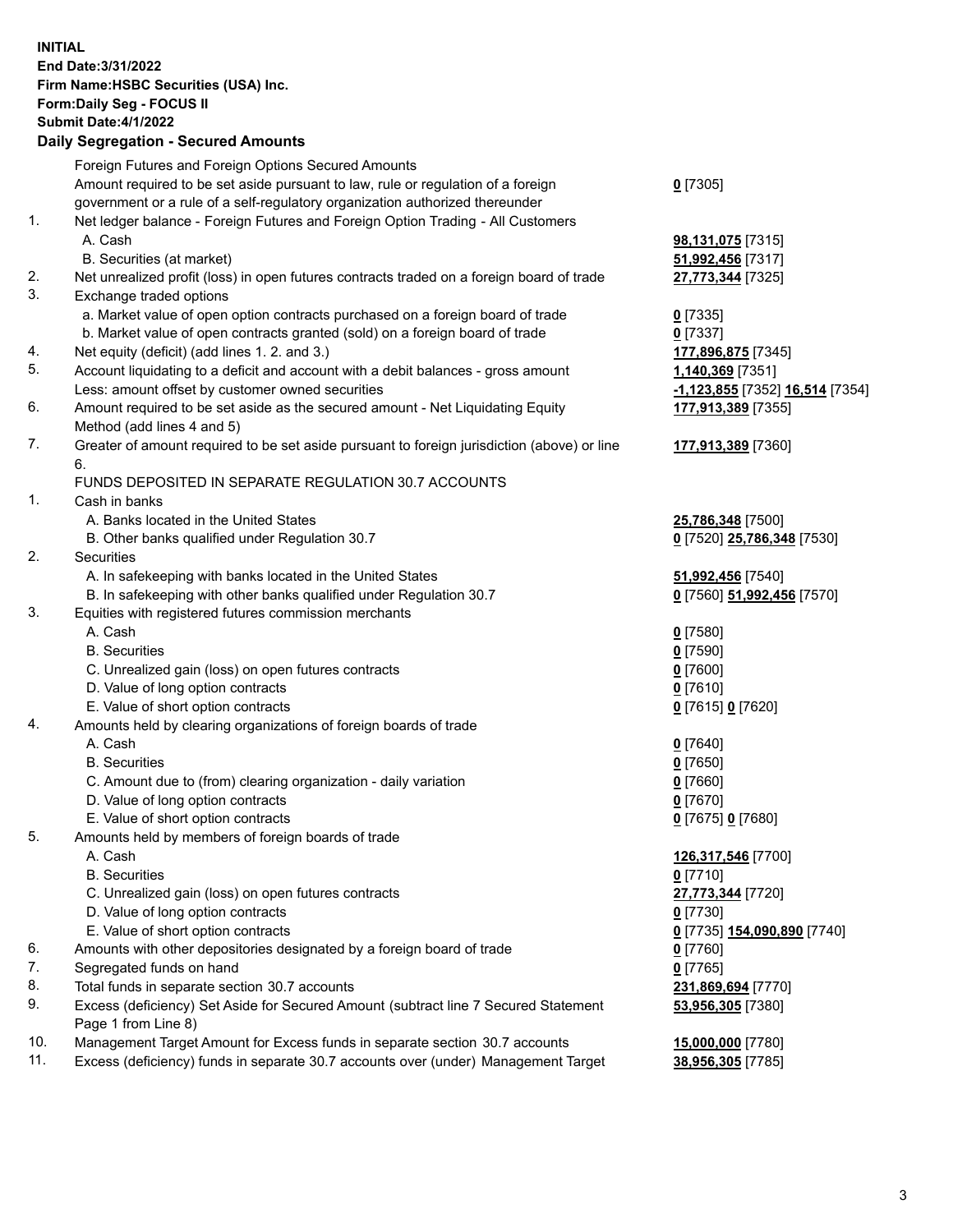**INITIAL**
**End Date:3/31/2022**
**Firm Name:HSBC Securities (USA) Inc.**
**Form:Daily Seg - FOCUS II**
**Submit Date:4/1/2022**

## Daily Segregation - Secured Amounts

| | | |
|---|---|---|
| | Foreign Futures and Foreign Options Secured Amounts | |
| | Amount required to be set aside pursuant to law, rule or regulation of a foreign government or a rule of a self-regulatory organization authorized thereunder | **0** [7305] |
| 1. | Net ledger balance - Foreign Futures and Foreign Option Trading - All Customers | |
| | A. Cash | **98,131,075** [7315] |
| | B. Securities (at market) | **51,992,456** [7317] |
| 2. | Net unrealized profit (loss) in open futures contracts traded on a foreign board of trade | **27,773,344** [7325] |
| 3. | Exchange traded options | |
| | a. Market value of open option contracts purchased on a foreign board of trade | **0** [7335] |
| | b. Market value of open contracts granted (sold) on a foreign board of trade | **0** [7337] |
| 4. | Net equity (deficit) (add lines 1. 2. and 3.) | **177,896,875** [7345] |
| 5. | Account liquidating to a deficit and account with a debit balances - gross amount | **1,140,369** [7351] |
| | Less: amount offset by customer owned securities | **-1,123,855** [7352] **16,514** [7354] |
| 6. | Amount required to be set aside as the secured amount - Net Liquidating Equity Method (add lines 4 and 5) | **177,913,389** [7355] |
| 7. | Greater of amount required to be set aside pursuant to foreign jurisdiction (above) or line 6. | **177,913,389** [7360] |
| | FUNDS DEPOSITED IN SEPARATE REGULATION 30.7 ACCOUNTS | |
| 1. | Cash in banks | |
| | A. Banks located in the United States | **25,786,348** [7500] |
| | B. Other banks qualified under Regulation 30.7 | **0** [7520] **25,786,348** [7530] |
| 2. | Securities | |
| | A. In safekeeping with banks located in the United States | **51,992,456** [7540] |
| | B. In safekeeping with other banks qualified under Regulation 30.7 | **0** [7560] **51,992,456** [7570] |
| 3. | Equities with registered futures commission merchants | |
| | A. Cash | **0** [7580] |
| | B. Securities | **0** [7590] |
| | C. Unrealized gain (loss) on open futures contracts | **0** [7600] |
| | D. Value of long option contracts | **0** [7610] |
| | E. Value of short option contracts | **0** [7615] **0** [7620] |
| 4. | Amounts held by clearing organizations of foreign boards of trade | |
| | A. Cash | **0** [7640] |
| | B. Securities | **0** [7650] |
| | C. Amount due to (from) clearing organization - daily variation | **0** [7660] |
| | D. Value of long option contracts | **0** [7670] |
| | E. Value of short option contracts | **0** [7675] **0** [7680] |
| 5. | Amounts held by members of foreign boards of trade | |
| | A. Cash | **126,317,546** [7700] |
| | B. Securities | **0** [7710] |
| | C. Unrealized gain (loss) on open futures contracts | **27,773,344** [7720] |
| | D. Value of long option contracts | **0** [7730] |
| | E. Value of short option contracts | **0** [7735] **154,090,890** [7740] |
| 6. | Amounts with other depositories designated by a foreign board of trade | **0** [7760] |
| 7. | Segregated funds on hand | **0** [7765] |
| 8. | Total funds in separate section 30.7 accounts | **231,869,694** [7770] |
| 9. | Excess (deficiency) Set Aside for Secured Amount (subtract line 7 Secured Statement Page 1 from Line 8) | **53,956,305** [7380] |
| 10. | Management Target Amount for Excess funds in separate section 30.7 accounts | **15,000,000** [7780] |
| 11. | Excess (deficiency) funds in separate 30.7 accounts over (under) Management Target | **38,956,305** [7785] |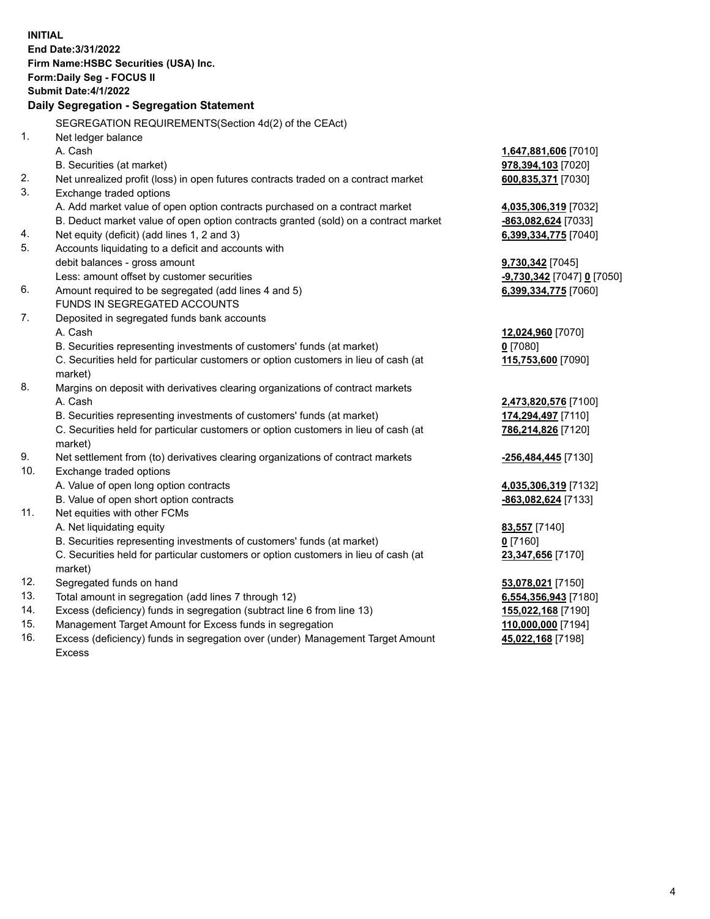**INITIAL**
**End Date:3/31/2022**
**Firm Name:HSBC Securities (USA) Inc.**
**Form:Daily Seg - FOCUS II**
**Submit Date:4/1/2022**

### Daily Segregation - Segregation Statement

SEGREGATION REQUIREMENTS(Section 4d(2) of the CEAct)

| | | |
|---|---|---|
| 1. | Net ledger balance | |
| | A. Cash | **1,647,881,606** [7010] |
| | B. Securities (at market) | **978,394,103** [7020] |
| 2. | Net unrealized profit (loss) in open futures contracts traded on a contract market | **600,835,371** [7030] |
| 3. | Exchange traded options | |
| | A. Add market value of open option contracts purchased on a contract market | **4,035,306,319** [7032] |
| | B. Deduct market value of open option contracts granted (sold) on a contract market | **-863,082,624** [7033] |
| 4. | Net equity (deficit) (add lines 1, 2 and 3) | **6,399,334,775** [7040] |
| 5. | Accounts liquidating to a deficit and accounts with debit balances - gross amount | **9,730,342** [7045] |
| | Less: amount offset by customer securities | **-9,730,342** [7047] **0** [7050] |
| 6. | Amount required to be segregated (add lines 4 and 5) | **6,399,334,775** [7060] |
| | FUNDS IN SEGREGATED ACCOUNTS | |
| 7. | Deposited in segregated funds bank accounts | |
| | A. Cash | **12,024,960** [7070] |
| | B. Securities representing investments of customers' funds (at market) | **0** [7080] |
| | C. Securities held for particular customers or option customers in lieu of cash (at market) | **115,753,600** [7090] |
| 8. | Margins on deposit with derivatives clearing organizations of contract markets | |
| | A. Cash | **2,473,820,576** [7100] |
| | B. Securities representing investments of customers' funds (at market) | **174,294,497** [7110] |
| | C. Securities held for particular customers or option customers in lieu of cash (at market) | **786,214,826** [7120] |
| 9. | Net settlement from (to) derivatives clearing organizations of contract markets | **-256,484,445** [7130] |
| 10. | Exchange traded options | |
| | A. Value of open long option contracts | **4,035,306,319** [7132] |
| | B. Value of open short option contracts | **-863,082,624** [7133] |
| 11. | Net equities with other FCMs | |
| | A. Net liquidating equity | **83,557** [7140] |
| | B. Securities representing investments of customers' funds (at market) | **0** [7160] |
| | C. Securities held for particular customers or option customers in lieu of cash (at market) | **23,347,656** [7170] |
| 12. | Segregated funds on hand | **53,078,021** [7150] |
| 13. | Total amount in segregation (add lines 7 through 12) | **6,554,356,943** [7180] |
| 14. | Excess (deficiency) funds in segregation (subtract line 6 from line 13) | **155,022,168** [7190] |
| 15. | Management Target Amount for Excess funds in segregation | **110,000,000** [7194] |
| 16. | Excess (deficiency) funds in segregation over (under) Management Target Amount Excess | **45,022,168** [7198] |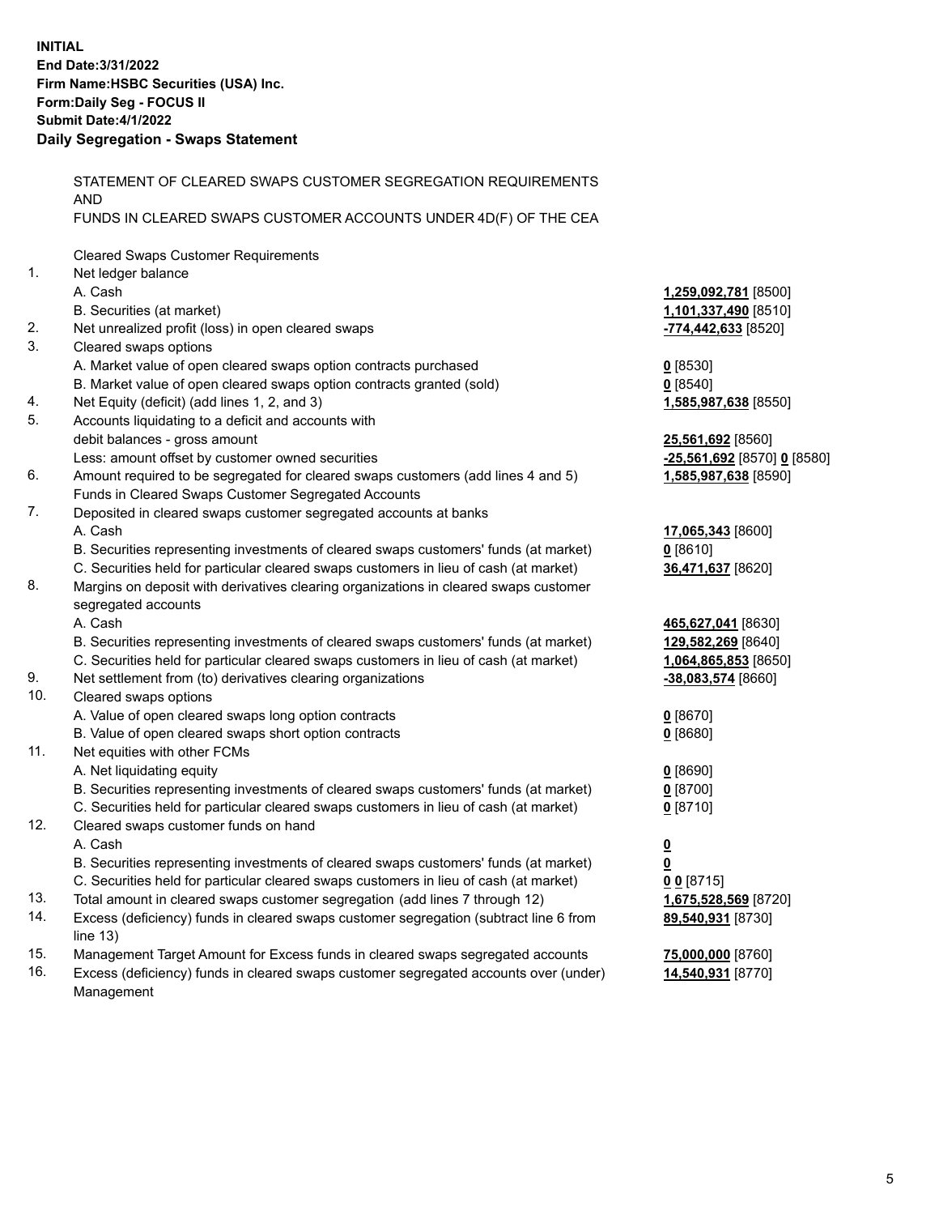**INITIAL**
**End Date:3/31/2022**
**Firm Name:HSBC Securities (USA) Inc.**
**Form:Daily Seg - FOCUS II**
**Submit Date:4/1/2022**

## Daily Segregation - Swaps Statement

STATEMENT OF CLEARED SWAPS CUSTOMER SEGREGATION REQUIREMENTS AND FUNDS IN CLEARED SWAPS CUSTOMER ACCOUNTS UNDER 4D(F) OF THE CEA

| | | |
|---|---|---|
| | Cleared Swaps Customer Requirements | |
| 1. | Net ledger balance | |
| | A. Cash | **1,259,092,781** [8500] |
| | B. Securities (at market) | **1,101,337,490** [8510] |
| 2. | Net unrealized profit (loss) in open cleared swaps | **-774,442,633** [8520] |
| 3. | Cleared swaps options | |
| | A. Market value of open cleared swaps option contracts purchased | **0** [8530] |
| | B. Market value of open cleared swaps option contracts granted (sold) | **0** [8540] |
| 4. | Net Equity (deficit) (add lines 1, 2, and 3) | **1,585,987,638** [8550] |
| 5. | Accounts liquidating to a deficit and accounts with debit balances - gross amount | **25,561,692** [8560] |
| | Less: amount offset by customer owned securities | **-25,561,692** [8570] **0** [8580] |
| 6. | Amount required to be segregated for cleared swaps customers (add lines 4 and 5) | **1,585,987,638** [8590] |
| | Funds in Cleared Swaps Customer Segregated Accounts | |
| 7. | Deposited in cleared swaps customer segregated accounts at banks | |
| | A. Cash | **17,065,343** [8600] |
| | B. Securities representing investments of cleared swaps customers' funds (at market) | **0** [8610] |
| | C. Securities held for particular cleared swaps customers in lieu of cash (at market) | **36,471,637** [8620] |
| 8. | Margins on deposit with derivatives clearing organizations in cleared swaps customer segregated accounts | |
| | A. Cash | **465,627,041** [8630] |
| | B. Securities representing investments of cleared swaps customers' funds (at market) | **129,582,269** [8640] |
| | C. Securities held for particular cleared swaps customers in lieu of cash (at market) | **1,064,865,853** [8650] |
| 9. | Net settlement from (to) derivatives clearing organizations | **-38,083,574** [8660] |
| 10. | Cleared swaps options | |
| | A. Value of open cleared swaps long option contracts | **0** [8670] |
| | B. Value of open cleared swaps short option contracts | **0** [8680] |
| 11. | Net equities with other FCMs | |
| | A. Net liquidating equity | **0** [8690] |
| | B. Securities representing investments of cleared swaps customers' funds (at market) | **0** [8700] |
| | C. Securities held for particular cleared swaps customers in lieu of cash (at market) | **0** [8710] |
| 12. | Cleared swaps customer funds on hand | |
| | A. Cash | **0** |
| | B. Securities representing investments of cleared swaps customers' funds (at market) | **0** |
| | C. Securities held for particular cleared swaps customers in lieu of cash (at market) | **0** **0** [8715] |
| 13. | Total amount in cleared swaps customer segregation (add lines 7 through 12) | **1,675,528,569** [8720] |
| 14. | Excess (deficiency) funds in cleared swaps customer segregation (subtract line 6 from line 13) | **89,540,931** [8730] |
| 15. | Management Target Amount for Excess funds in cleared swaps segregated accounts | **75,000,000** [8760] |
| 16. | Excess (deficiency) funds in cleared swaps customer segregated accounts over (under) Management | **14,540,931** [8770] |